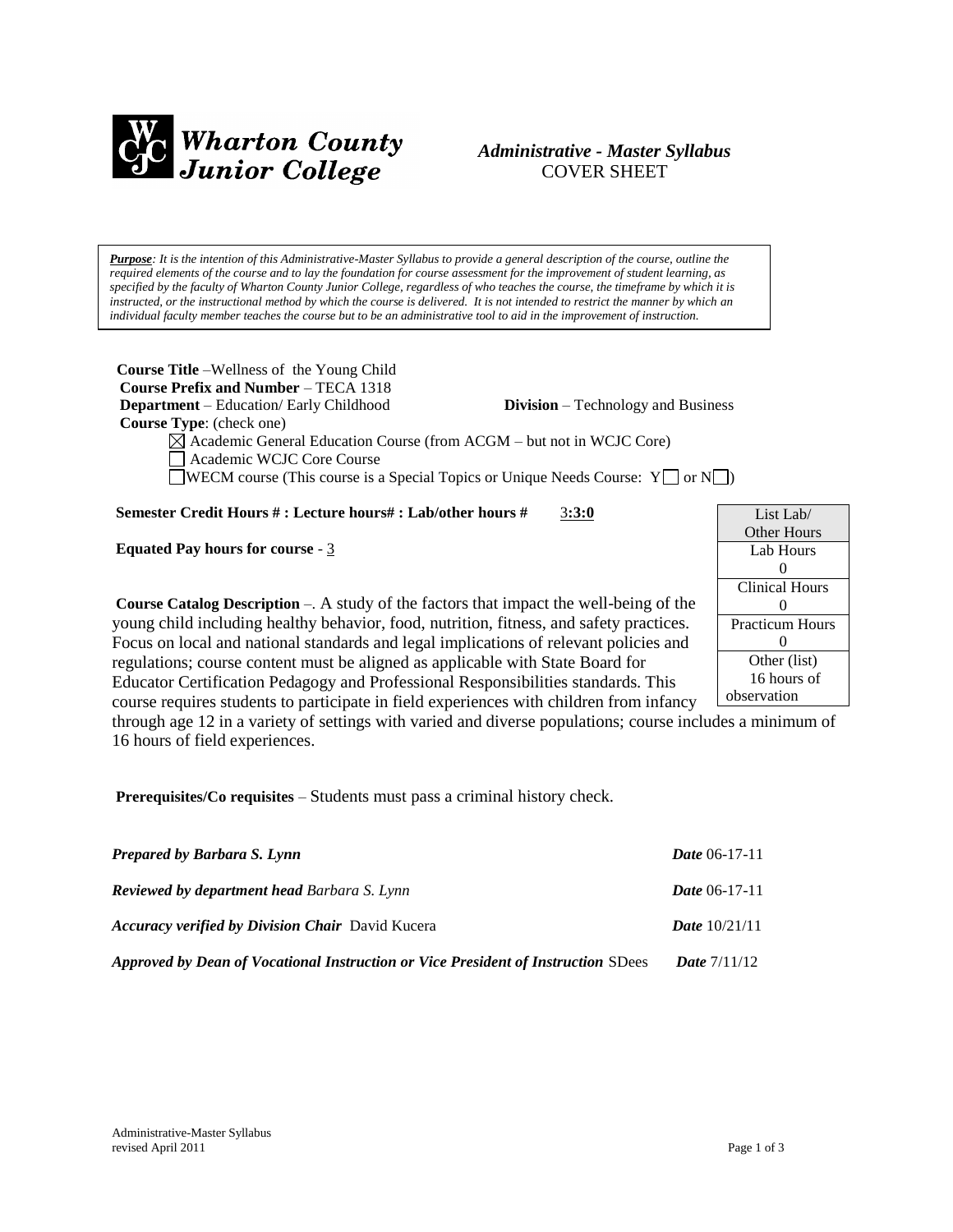**Wharton County Junior College**

# *Administrative - Master Syllabus*
COVER SHEET

***Purpose**: It is the intention of this Administrative-Master Syllabus to provide a general description of the course, outline the required elements of the course and to lay the foundation for course assessment for the improvement of student learning, as specified by the faculty of Wharton County Junior College, regardless of who teaches the course, the timeframe by which it is instructed, or the instructional method by which the course is delivered. It is not intended to restrict the manner by which an individual faculty member teaches the course but to be an administrative tool to aid in the improvement of instruction.*

**Course Title** –Wellness of the Young Child
**Course Prefix and Number** – TECA 1318
**Department** – Education/ Early Childhood **Division** – Technology and Business
**Course Type**: (check one)

☒ Academic General Education Course (from ACGM – but not in WCJC Core)
☐ Academic WCJC Core Course
☐ WECM course (This course is a Special Topics or Unique Needs Course: Y☐ or N☐)

**Semester Credit Hours # : Lecture hours# : Lab/other hours #** 3**:3:0**

**Equated Pay hours for course** - 3

| List Lab/ Other Hours |
|---|
| Lab Hours 0 |
| Clinical Hours 0 |
| Practicum Hours 0 |
| Other (list) 16 hours of observation |

**Course Catalog Description** –. A study of the factors that impact the well-being of the young child including healthy behavior, food, nutrition, fitness, and safety practices. Focus on local and national standards and legal implications of relevant policies and regulations; course content must be aligned as applicable with State Board for Educator Certification Pedagogy and Professional Responsibilities standards. This course requires students to participate in field experiences with children from infancy through age 12 in a variety of settings with varied and diverse populations; course includes a minimum of 16 hours of field experiences.

**Prerequisites/Co requisites** – Students must pass a criminal history check.

***Prepared by Barbara S. Lynn*** ***Date*** 06-17-11

***Reviewed by department head*** *Barbara S. Lynn* ***Date*** 06-17-11

***Accuracy verified by Division Chair*** David Kucera ***Date*** 10/21/11

***Approved by Dean of Vocational Instruction or Vice President of Instruction*** SDees ***Date*** 7/11/12

Administrative-Master Syllabus
revised April 2011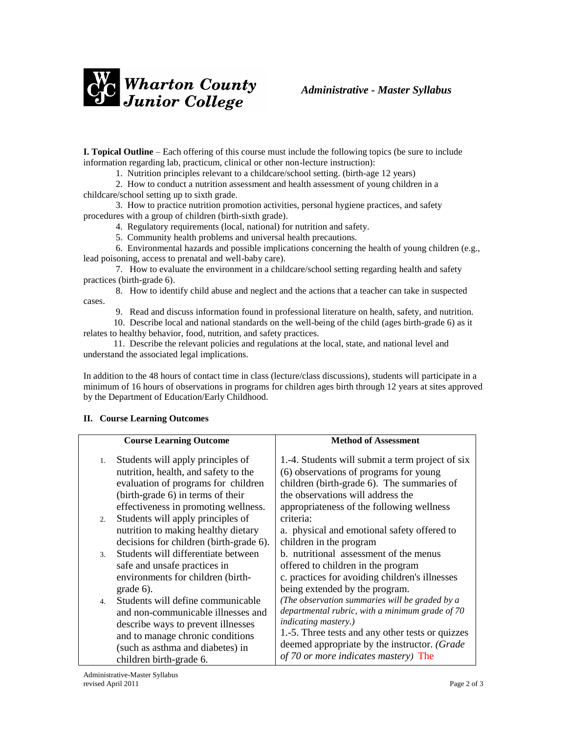**I. Topical Outline** – Each offering of this course must include the following topics (be sure to include information regarding lab, practicum, clinical or other non-lecture instruction):

1. Nutrition principles relevant to a childcare/school setting. (birth-age 12 years)
2. How to conduct a nutrition assessment and health assessment of young children in a childcare/school setting up to sixth grade.
3. How to practice nutrition promotion activities, personal hygiene practices, and safety procedures with a group of children (birth-sixth grade).
4. Regulatory requirements (local, national) for nutrition and safety.
5. Community health problems and universal health precautions.
6. Environmental hazards and possible implications concerning the health of young children (e.g., lead poisoning, access to prenatal and well-baby care).
7. How to evaluate the environment in a childcare/school setting regarding health and safety practices (birth-grade 6).
8. How to identify child abuse and neglect and the actions that a teacher can take in suspected cases.
9. Read and discuss information found in professional literature on health, safety, and nutrition.
10. Describe local and national standards on the well-being of the child (ages birth-grade 6) as it relates to healthy behavior, food, nutrition, and safety practices.
11. Describe the relevant policies and regulations at the local, state, and national level and understand the associated legal implications.

In addition to the 48 hours of contact time in class (lecture/class discussions), students will participate in a minimum of 16 hours of observations in programs for children ages birth through 12 years at sites approved by the Department of Education/Early Childhood.

**II. Course Learning Outcomes**

| Course Learning Outcome | Method of Assessment |
|---|---|
| 1. Students will apply principles of nutrition, health, and safety to the evaluation of programs for children (birth-grade 6) in terms of their effectiveness in promoting wellness.<br>2. Students will apply principles of nutrition to making healthy dietary decisions for children (birth-grade 6).<br>3. Students will differentiate between safe and unsafe practices in environments for children (birth-grade 6).<br>4. Students will define communicable and non-communicable illnesses and describe ways to prevent illnesses and to manage chronic conditions (such as asthma and diabetes) in children birth-grade 6. | 1.-4. Students will submit a term project of six (6) observations of programs for young children (birth-grade 6). The summaries of the observations will address the appropriateness of the following wellness criteria:<br>a. physical and emotional safety offered to children in the program<br>b. nutritional assessment of the menus offered to children in the program<br>c. practices for avoiding children's illnesses being extended by the program.<br>*(The observation summaries will be graded by a departmental rubric, with a minimum grade of 70 indicating mastery.)*<br>1.-5. Three tests and any other tests or quizzes deemed appropriate by the instructor. *(Grade of 70 or more indicates mastery)* The |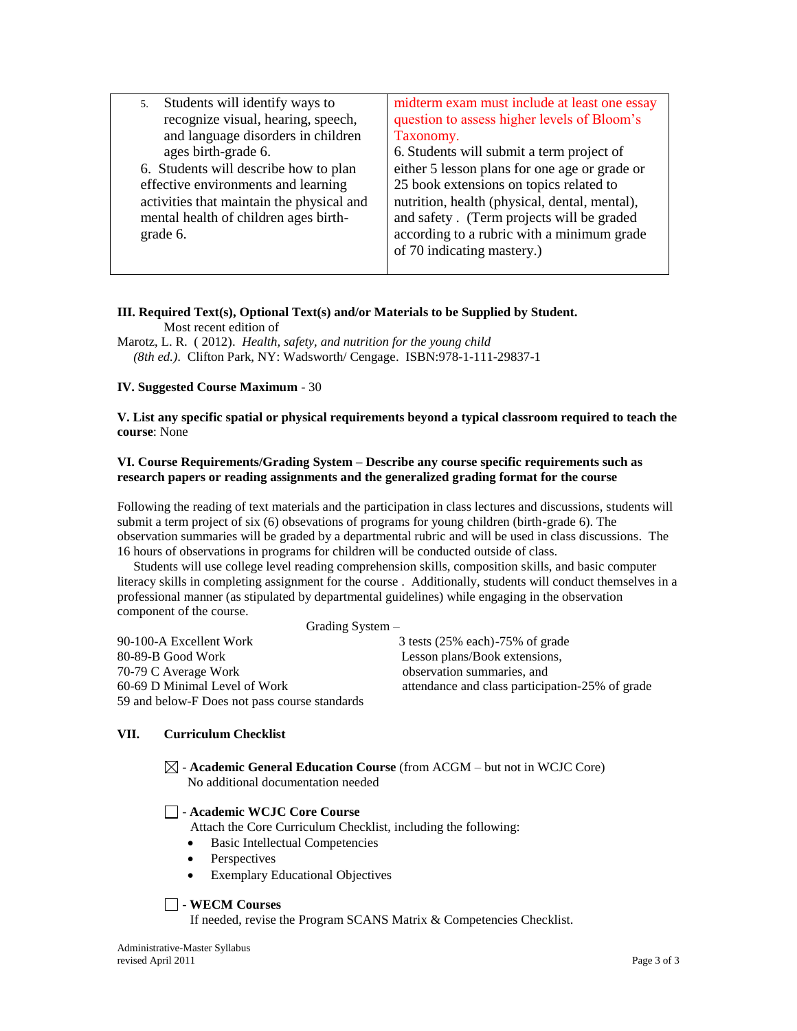| | |
|---|---|
| 5. Students will identify ways to recognize visual, hearing, speech, and language disorders in children ages birth-grade 6.<br>6. Students will describe how to plan effective environments and learning activities that maintain the physical and mental health of children ages birth-grade 6. | midterm exam must include at least one essay question to assess higher levels of Bloom's Taxonomy.<br>6. Students will submit a term project of either 5 lesson plans for one age or grade or 25 book extensions on topics related to nutrition, health (physical, dental, mental), and safety . (Term projects will be graded according to a rubric with a minimum grade of 70 indicating mastery.) |

**III. Required Text(s), Optional Text(s) and/or Materials to be Supplied by Student.**

Most recent edition of

Marotz, L. R. ( 2012). *Health, safety, and nutrition for the young child (8th ed.)*. Clifton Park, NY: Wadsworth/ Cengage. ISBN:978-1-111-29837-1

**IV. Suggested Course Maximum** - 30

**V. List any specific spatial or physical requirements beyond a typical classroom required to teach the course**: None

**VI. Course Requirements/Grading System – Describe any course specific requirements such as research papers or reading assignments and the generalized grading format for the course**

Following the reading of text materials and the participation in class lectures and discussions, students will submit a term project of six (6) obsevations of programs for young children (birth-grade 6). The observation summaries will be graded by a departmental rubric and will be used in class discussions. The 16 hours of observations in programs for children will be conducted outside of class.

Students will use college level reading comprehension skills, composition skills, and basic computer literacy skills in completing assignment for the course . Additionally, students will conduct themselves in a professional manner (as stipulated by departmental guidelines) while engaging in the observation component of the course.

Grading System –

| | |
|---|---|
| 90-100-A Excellent Work | 3 tests (25% each)-75% of grade |
| 80-89-B Good Work | Lesson plans/Book extensions, |
| 70-79 C Average Work | observation summaries, and |
| 60-69 D Minimal Level of Work | attendance and class participation-25% of grade |
| 59 and below-F Does not pass course standards | |

**VII. Curriculum Checklist**

☒ - **Academic General Education Course** (from ACGM – but not in WCJC Core)
No additional documentation needed

☐ - **Academic WCJC Core Course**
Attach the Core Curriculum Checklist, including the following:

- Basic Intellectual Competencies
- Perspectives
- Exemplary Educational Objectives

☐ - **WECM Courses**
If needed, revise the Program SCANS Matrix & Competencies Checklist.

Administrative-Master Syllabus
revised April 2011